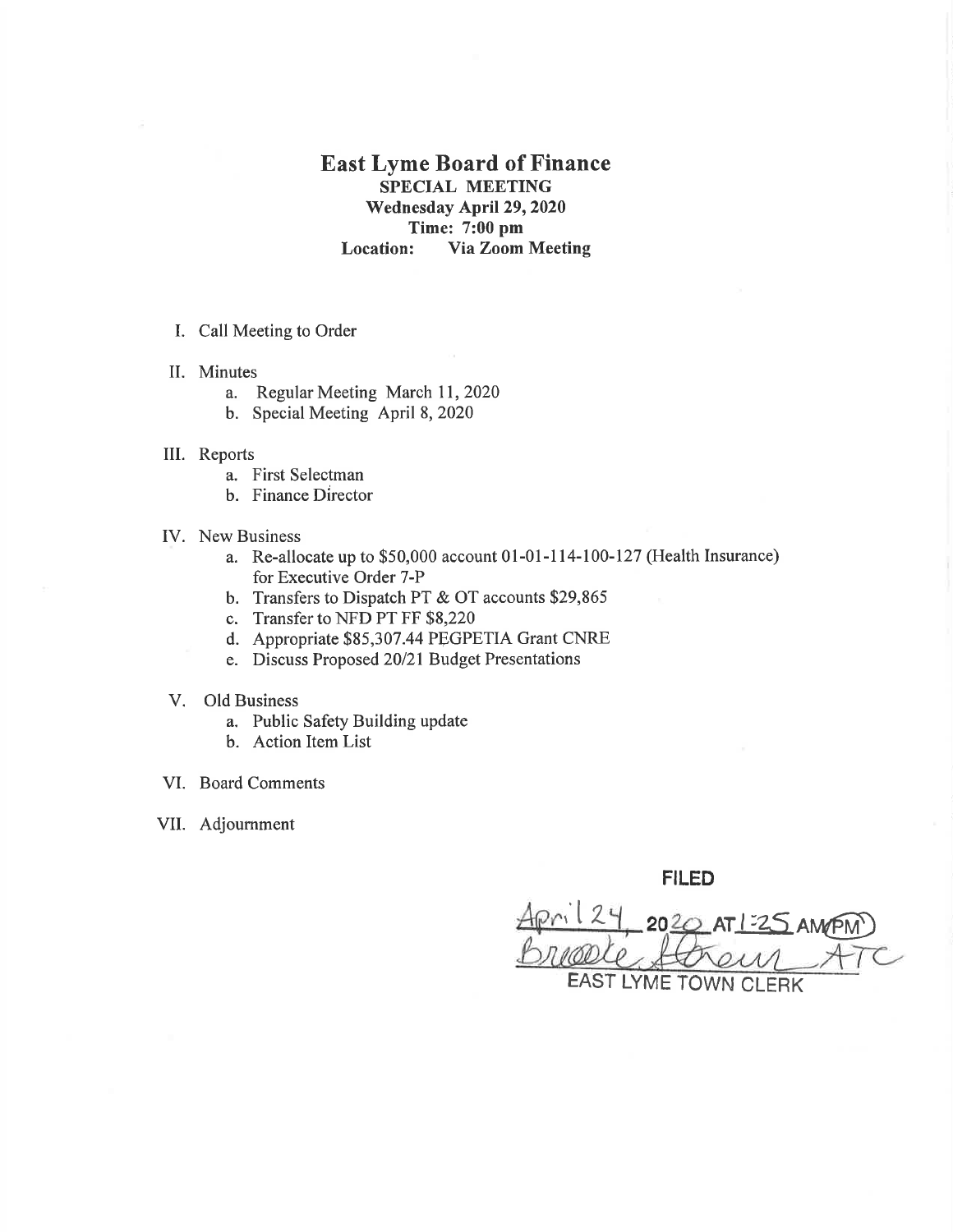# East Lyme Board of Finance

**SPECIAL MEETING**
**Wednesday April 29, 2020**
**Time: 7:00 pm**
**Location: Via Zoom Meeting**

I. Call Meeting to Order

II. Minutes
   a. Regular Meeting March 11, 2020
   b. Special Meeting April 8, 2020

III. Reports
   a. First Selectman
   b. Finance Director

IV. New Business
   a. Re-allocate up to $50,000 account 01-01-114-100-127 (Health Insurance) for Executive Order 7-P
   b. Transfers to Dispatch PT & OT accounts $29,865
   c. Transfer to NFD PT FF $8,220
   d. Appropriate $85,307.44 PEGPETIA Grant CNRE
   e. Discuss Proposed 20/21 Budget Presentations

V. Old Business
   a. Public Safety Building update
   b. Action Item List

VI. Board Comments

VII. Adjournment

**FILED**

April 24, 2020 AT 1:25 AM/PM
Brooke Stevens ATC
EAST LYME TOWN CLERK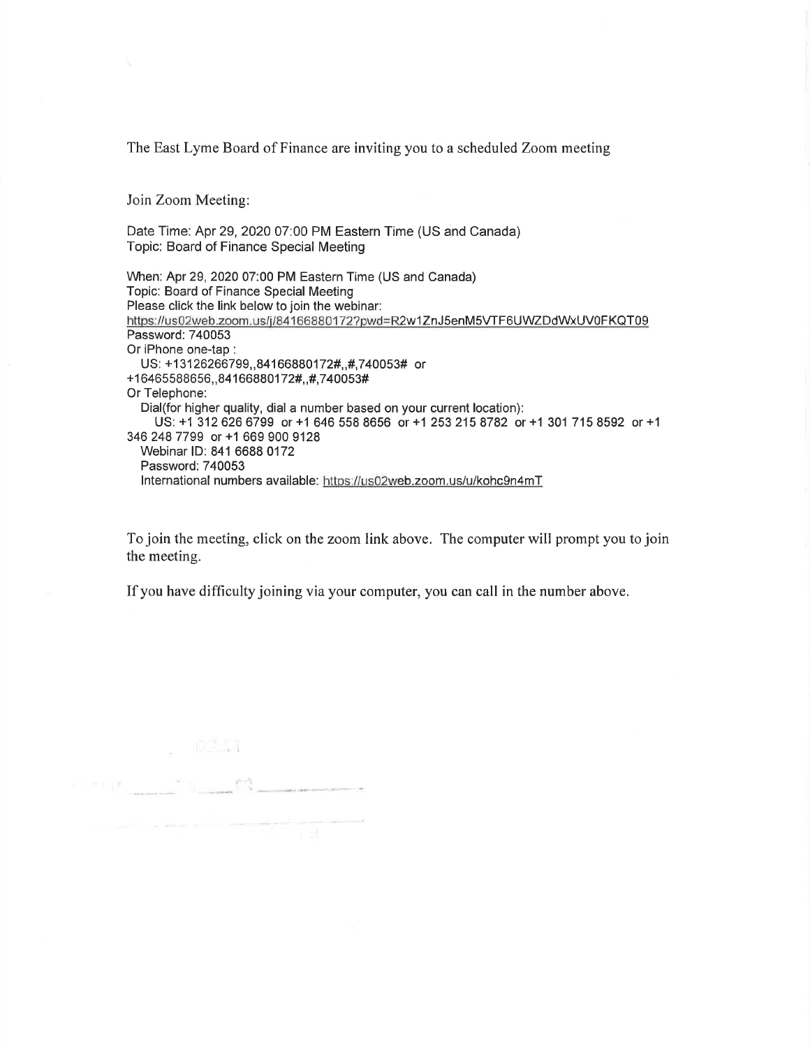The East Lyme Board of Finance are inviting you to a scheduled Zoom meeting

Join Zoom Meeting:

Date Time: Apr 29, 2020 07:00 PM Eastern Time (US and Canada)
Topic: Board of Finance Special Meeting

When: Apr 29, 2020 07:00 PM Eastern Time (US and Canada)
Topic: Board of Finance Special Meeting
Please click the link below to join the webinar:
https://us02web.zoom.us/j/84166880172?pwd=R2w1ZnJ5enM5VTF6UWZDdWxUV0FKQT09
Password: 740053
Or iPhone one-tap :
US: +13126266799,,84166880172#,,#,740053# or +16465588656,,84166880172#,,#,740053#
Or Telephone:
Dial(for higher quality, dial a number based on your current location):
US: +1 312 626 6799 or +1 646 558 8656 or +1 253 215 8782 or +1 301 715 8592 or +1 346 248 7799 or +1 669 900 9128
Webinar ID: 841 6688 0172
Password: 740053
International numbers available: https://us02web.zoom.us/u/kohc9n4mT

To join the meeting, click on the zoom link above. The computer will prompt you to join the meeting.

If you have difficulty joining via your computer, you can call in the number above.